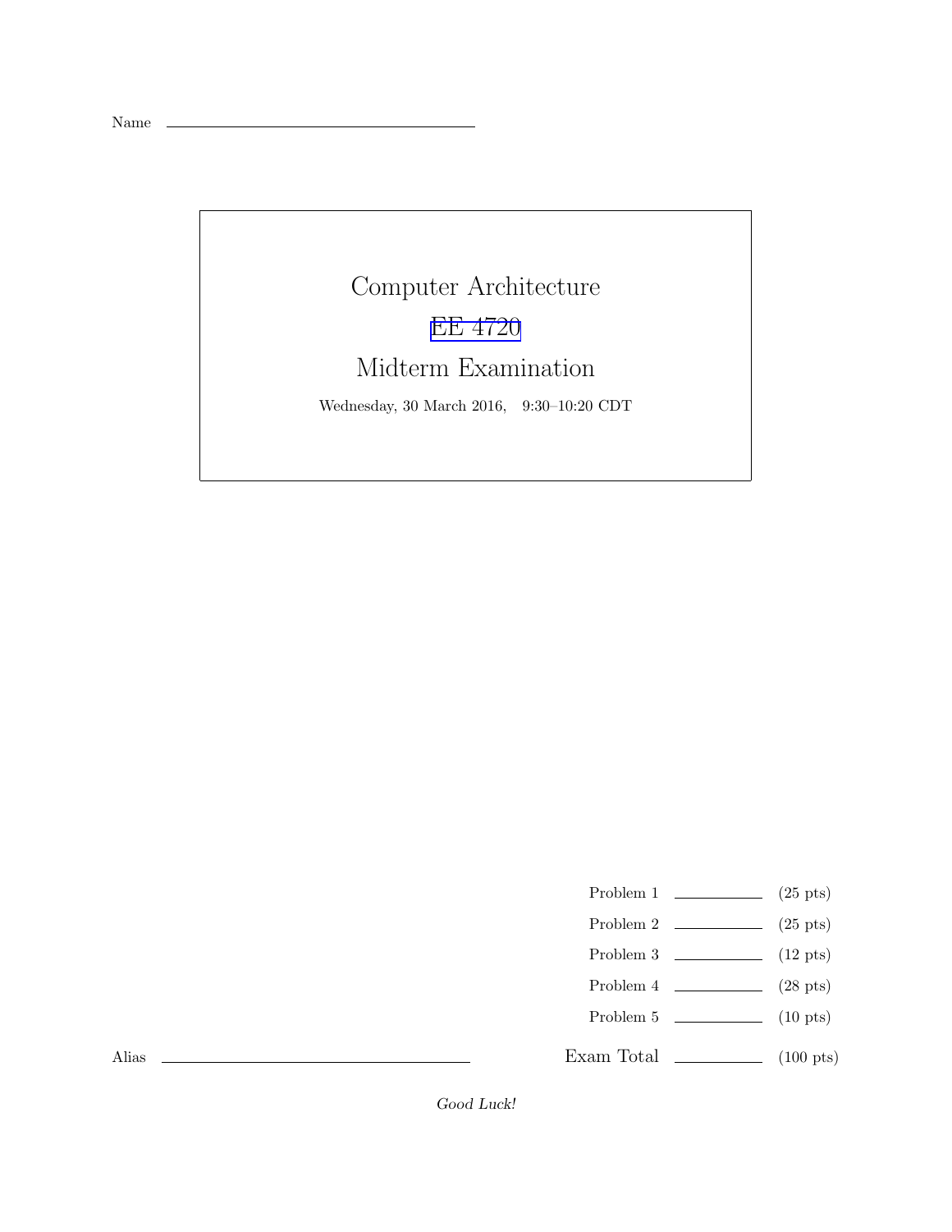Name \_\_\_\_\_\_\_\_\_\_\_\_\_\_\_\_\_\_\_\_\_\_\_\_\_\_\_\_\_\_

# Computer Architecture

## EE 4720

## Midterm Examination

Wednesday, 30 March 2016, 9:30–10:20 CDT

| | | |
|---|---|---|
| Problem 1 | \_\_\_\_\_\_\_\_\_\_ | (25 pts) |
| Problem 2 | \_\_\_\_\_\_\_\_\_\_ | (25 pts) |
| Problem 3 | \_\_\_\_\_\_\_\_\_\_ | (12 pts) |
| Problem 4 | \_\_\_\_\_\_\_\_\_\_ | (28 pts) |
| Problem 5 | \_\_\_\_\_\_\_\_\_\_ | (10 pts) |
| Exam Total | \_\_\_\_\_\_\_\_\_\_ | (100 pts) |

Alias \_\_\_\_\_\_\_\_\_\_\_\_\_\_\_\_\_\_\_\_\_\_\_\_\_\_\_\_\_\_

*Good Luck!*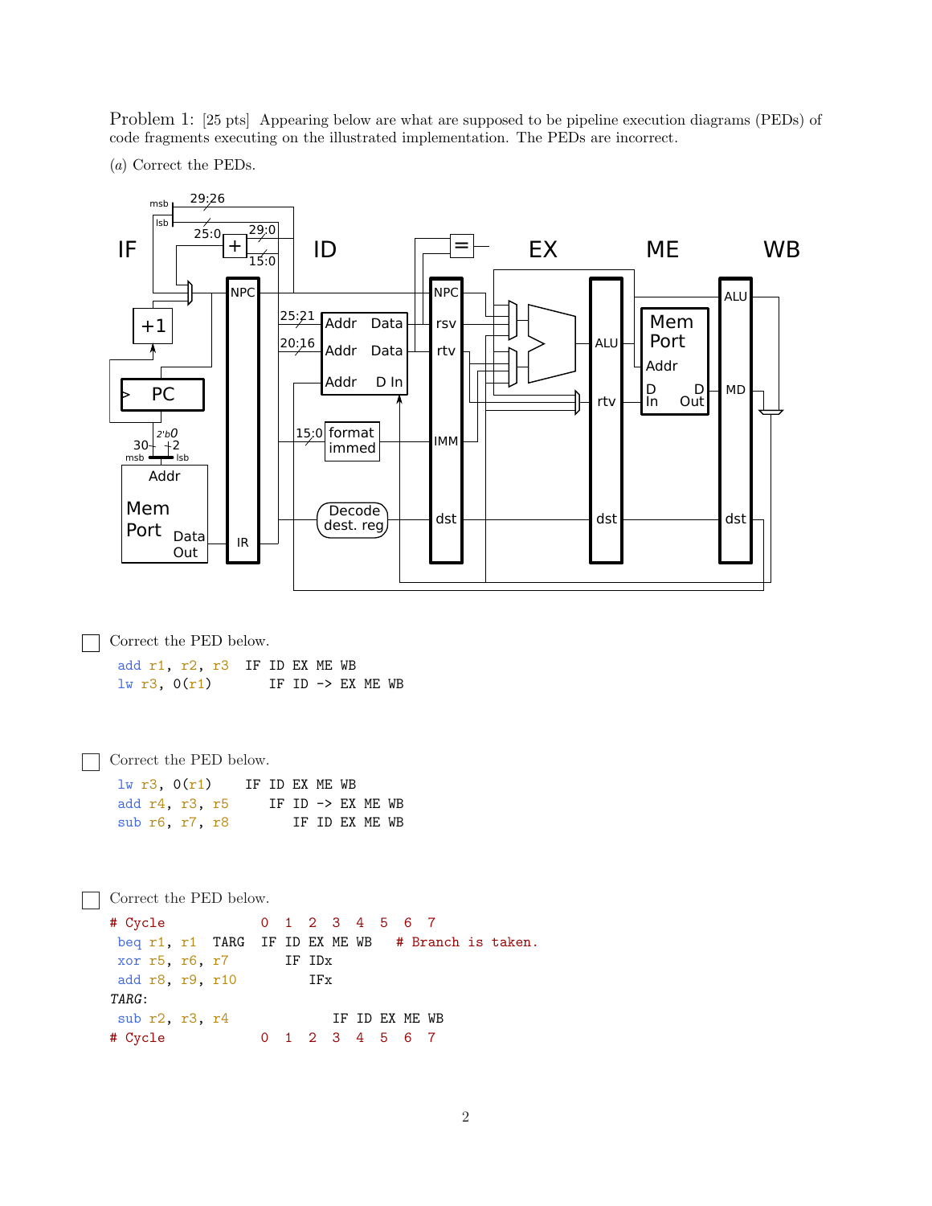Problem 1: [25 pts] Appearing below are what are supposed to be pipeline execution diagrams (PEDs) of code fragments executing on the illustrated implementation. The PEDs are incorrect.

(*a*) Correct the PEDs.

☐ Correct the PED below.

```
add r1, r2, r3  IF ID EX ME WB
lw r3, 0(r1)       IF ID -> EX ME WB
```

☐ Correct the PED below.

```
lw r3, 0(r1)    IF ID EX ME WB
add r4, r3, r5     IF ID -> EX ME WB
sub r6, r7, r8        IF ID EX ME WB
```

☐ Correct the PED below.

```
# Cycle           0  1  2  3  4  5  6  7
beq r1, r1  TARG  IF ID EX ME WB   # Branch is taken.
xor r5, r6, r7       IF IDx
add r8, r9, r10         IFx
TARG:
sub r2, r3, r4             IF ID EX ME WB
# Cycle           0  1  2  3  4  5  6  7
```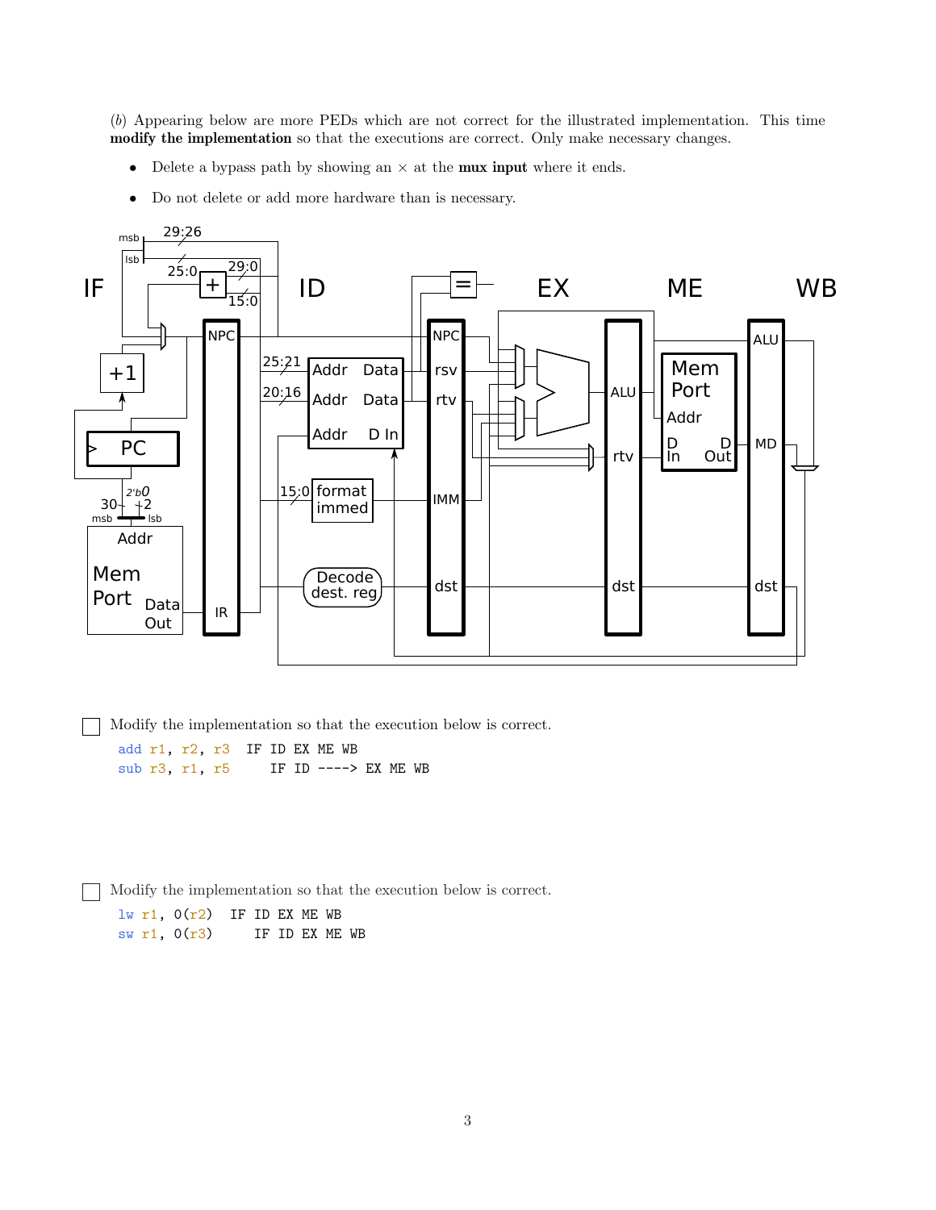(*b*) Appearing below are more PEDs which are not correct for the illustrated implementation. This time **modify the implementation** so that the executions are correct. Only make necessary changes.

- Delete a bypass path by showing an × at the **mux input** where it ends.
- Do not delete or add more hardware than is necessary.

☐ Modify the implementation so that the execution below is correct.

```
add r1, r2, r3   IF ID EX ME WB
sub r3, r1, r5      IF ID ----> EX ME WB
```

☐ Modify the implementation so that the execution below is correct.

```
lw r1, 0(r2)   IF ID EX ME WB
sw r1, 0(r3)      IF ID EX ME WB
```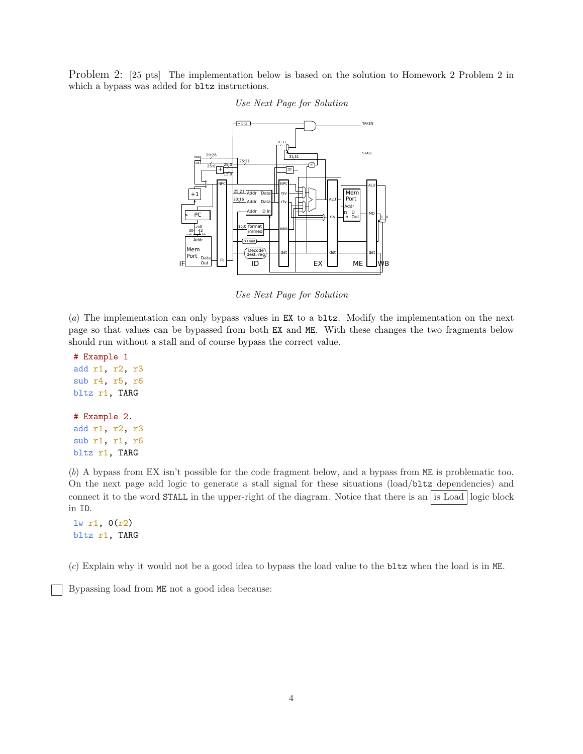Problem 2: [25 pts] The implementation below is based on the solution to Homework 2 Problem 2 in which a bypass was added for `bltz` instructions.

*Use Next Page for Solution*

*Use Next Page for Solution*

(*a*) The implementation can only bypass values in `EX` to a `bltz`. Modify the implementation on the next page so that values can be bypassed from both `EX` and `ME`. With these changes the two fragments below should run without a stall and of course bypass the correct value.

```
# Example 1
add r1, r2, r3
sub r4, r5, r6
bltz r1, TARG

# Example 2.
add r1, r2, r3
sub r1, r1, r6
bltz r1, TARG
```

(*b*) A bypass from EX isn't possible for the code fragment below, and a bypass from `ME` is problematic too. On the next page add logic to generate a stall signal for these situations (load/`bltz` dependencies) and connect it to the word `STALL` in the upper-right of the diagram. Notice that there is an is Load logic block in `ID`.

```
lw r1, 0(r2)
bltz r1, TARG
```

(*c*) Explain why it would not be a good idea to bypass the load value to the `bltz` when the load is in `ME`.

☐ Bypassing load from `ME` not a good idea because: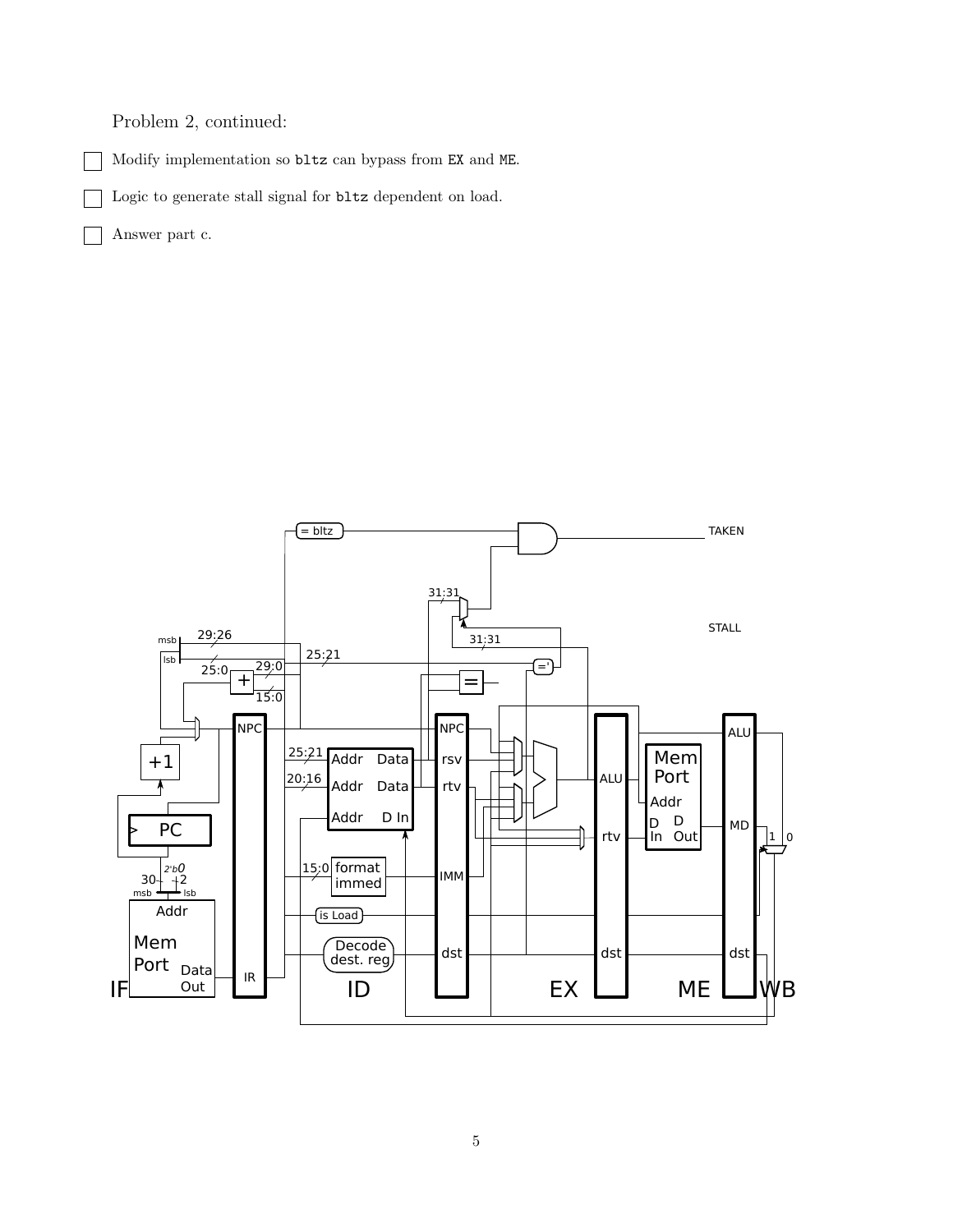Problem 2, continued:

- [ ] Modify implementation so `bltz` can bypass from `EX` and `ME`.
- [ ] Logic to generate stall signal for `bltz` dependent on load.
- [ ] Answer part c.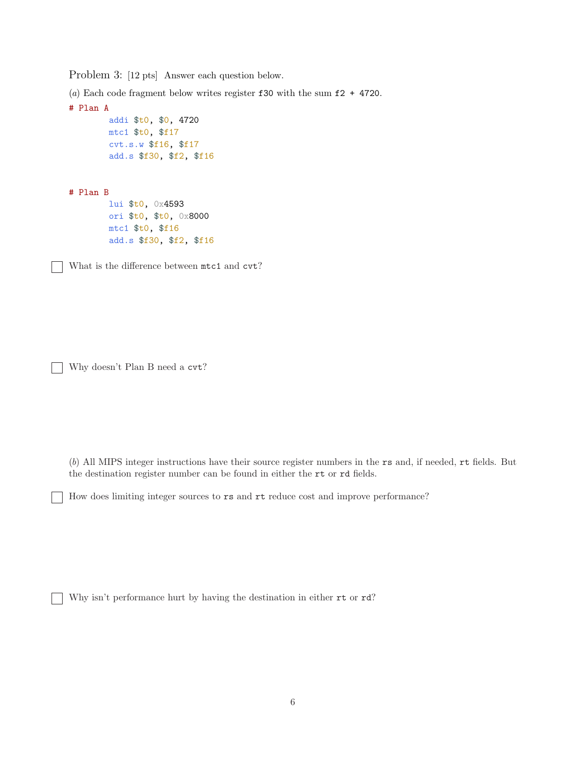Problem 3: [12 pts] Answer each question below.

(*a*) Each code fragment below writes register `f30` with the sum `f2 + 4720`.

```
# Plan A
        addi $t0, $0, 4720
        mtc1 $t0, $f17
        cvt.s.w $f16, $f17
        add.s $f30, $f2, $f16


# Plan B
        lui $t0, 0x4593
        ori $t0, $t0, 0x8000
        mtc1 $t0, $f16
        add.s $f30, $f2, $f16
```

☐ What is the difference between `mtc1` and `cvt`?

☐ Why doesn't Plan B need a `cvt`?

(*b*) All MIPS integer instructions have their source register numbers in the `rs` and, if needed, `rt` fields. But the destination register number can be found in either the `rt` or `rd` fields.

☐ How does limiting integer sources to `rs` and `rt` reduce cost and improve performance?

☐ Why isn't performance hurt by having the destination in either `rt` or `rd`?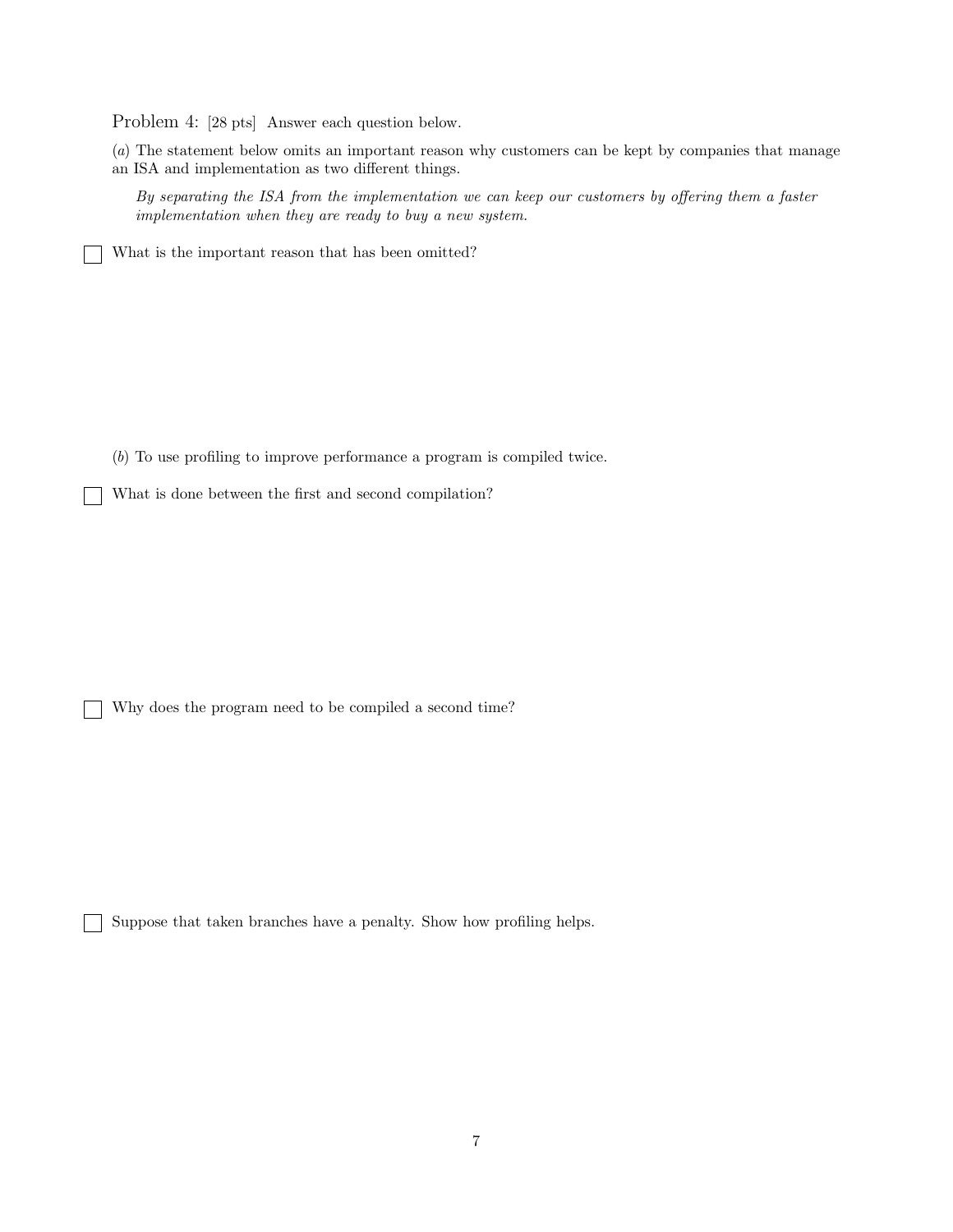Problem 4: [28 pts] Answer each question below.

(*a*) The statement below omits an important reason why customers can be kept by companies that manage an ISA and implementation as two different things.

> *By separating the ISA from the implementation we can keep our customers by offering them a faster implementation when they are ready to buy a new system.*

☐ What is the important reason that has been omitted?

(*b*) To use profiling to improve performance a program is compiled twice.

☐ What is done between the first and second compilation?

☐ Why does the program need to be compiled a second time?

☐ Suppose that taken branches have a penalty. Show how profiling helps.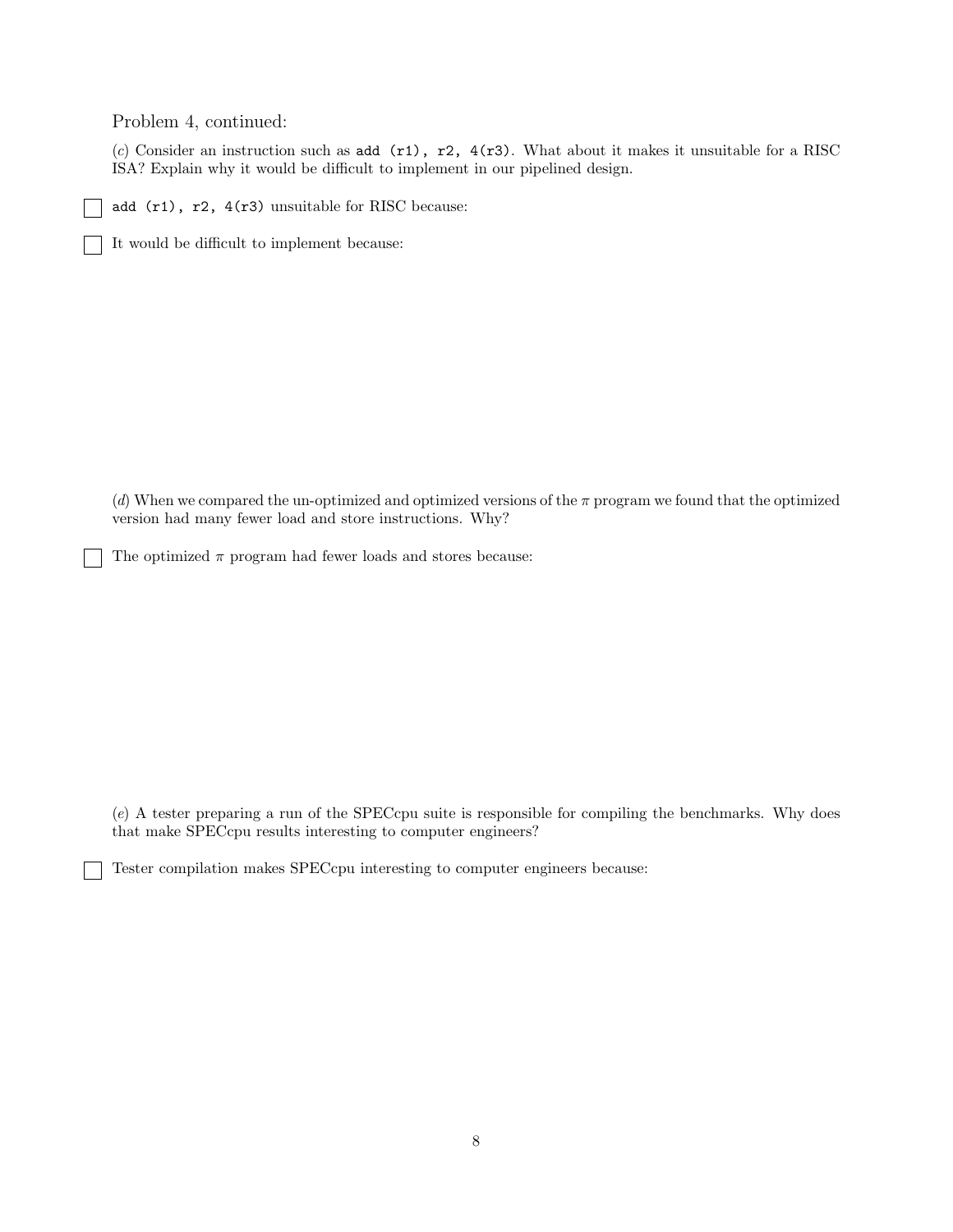Problem 4, continued:

(*c*) Consider an instruction such as `add (r1), r2, 4(r3)`. What about it makes it unsuitable for a RISC ISA? Explain why it would be difficult to implement in our pipelined design.

☐ `add (r1), r2, 4(r3)` unsuitable for RISC because:

☐ It would be difficult to implement because:

(*d*) When we compared the un-optimized and optimized versions of the $\pi$ program we found that the optimized version had many fewer load and store instructions. Why?

☐ The optimized $\pi$ program had fewer loads and stores because:

(*e*) A tester preparing a run of the SPECcpu suite is responsible for compiling the benchmarks. Why does that make SPECcpu results interesting to computer engineers?

☐ Tester compilation makes SPECcpu interesting to computer engineers because: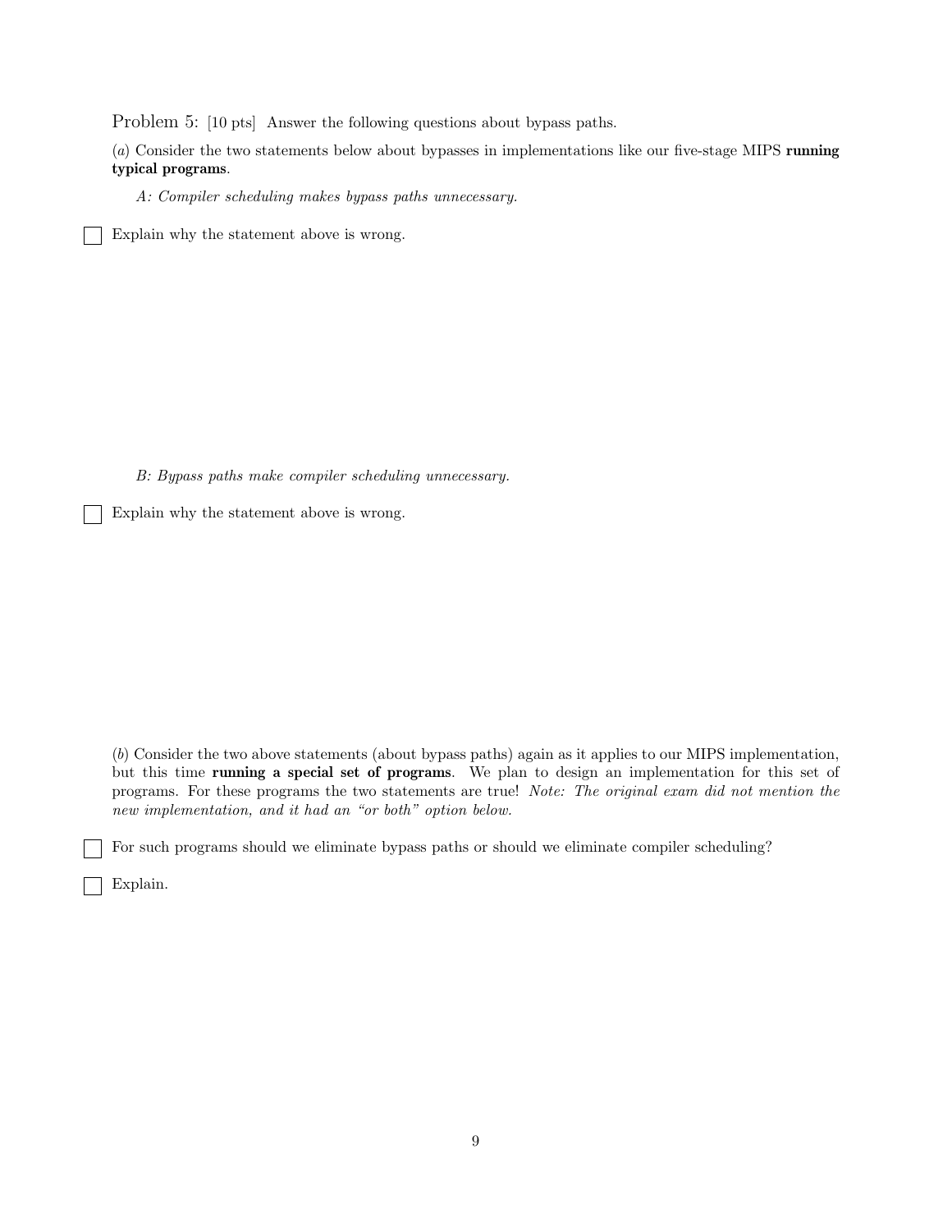Problem 5: [10 pts] Answer the following questions about bypass paths.

(*a*) Consider the two statements below about bypasses in implementations like our five-stage MIPS **running typical programs**.

*A: Compiler scheduling makes bypass paths unnecessary.*

☐ Explain why the statement above is wrong.

*B: Bypass paths make compiler scheduling unnecessary.*

☐ Explain why the statement above is wrong.

(*b*) Consider the two above statements (about bypass paths) again as it applies to our MIPS implementation, but this time **running a special set of programs**. We plan to design an implementation for this set of programs. For these programs the two statements are true! *Note: The original exam did not mention the new implementation, and it had an "or both" option below.*

☐ For such programs should we eliminate bypass paths or should we eliminate compiler scheduling?

☐ Explain.